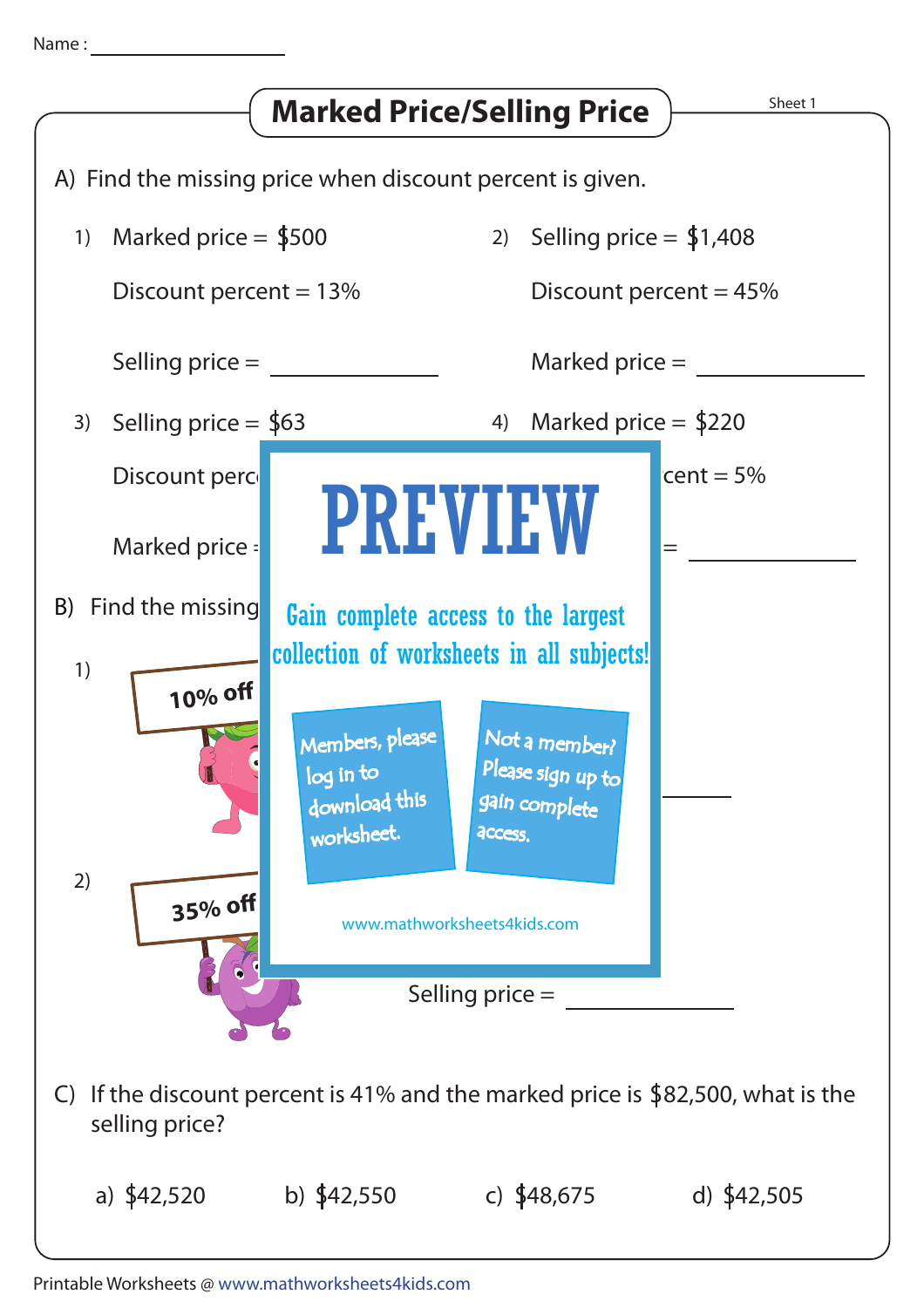Name : ________________

# Marked Price/Selling Price

Sheet 1

A) Find the missing price when discount percent is given.

1) Marked price = $500

Discount percent = 13%

Selling price = ____________

2) Selling price = $1,408

Discount percent = 45%

Marked price = ____________

3) Selling price = $63

Discount perc

Marked price =

4) Marked price = $220

cent = 5%

= ____________

B) Find the missing

1) 10% off

2) 35% off

Selling price = ____________

PREVIEW

Gain complete access to the largest collection of worksheets in all subjects!

Members, please log in to download this worksheet.

Not a member? Please sign up to gain complete access.

www.mathworksheets4kids.com

C) If the discount percent is 41% and the marked price is $82,500, what is the selling price?

a) $42,520    b) $42,550    c) $48,675    d) $42,505

Printable Worksheets @ www.mathworksheets4kids.com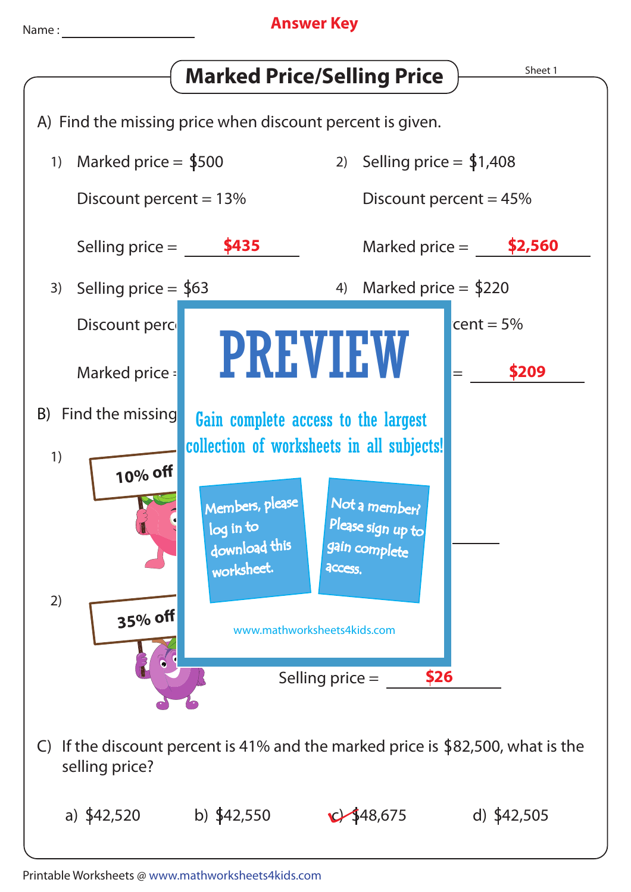Name : ____________

**Answer Key**

## Marked Price/Selling Price

Sheet 1

A) Find the missing price when discount percent is given.

1) Marked price = $500

Discount percent = 13%

Selling price = **$435**

2) Selling price = $1,408

Discount percent = 45%

Marked price = **$2,560**

3) Selling price = $63

Discount perc

Marked price =

4) Marked price = $220

cent = 5%

= **$209**

B) Find the missing

1) 10% off

2) 35% off

Selling price = **$26**

PREVIEW

Gain complete access to the largest collection of worksheets in all subjects!

Members, please log in to download this worksheet.

Not a member? Please sign up to gain complete access.

www.mathworksheets4kids.com

C) If the discount percent is 41% and the marked price is $82,500, what is the selling price?

a) $42,520 b) $42,550 c) $48,675 ✓ d) $42,505

Printable Worksheets @ www.mathworksheets4kids.com